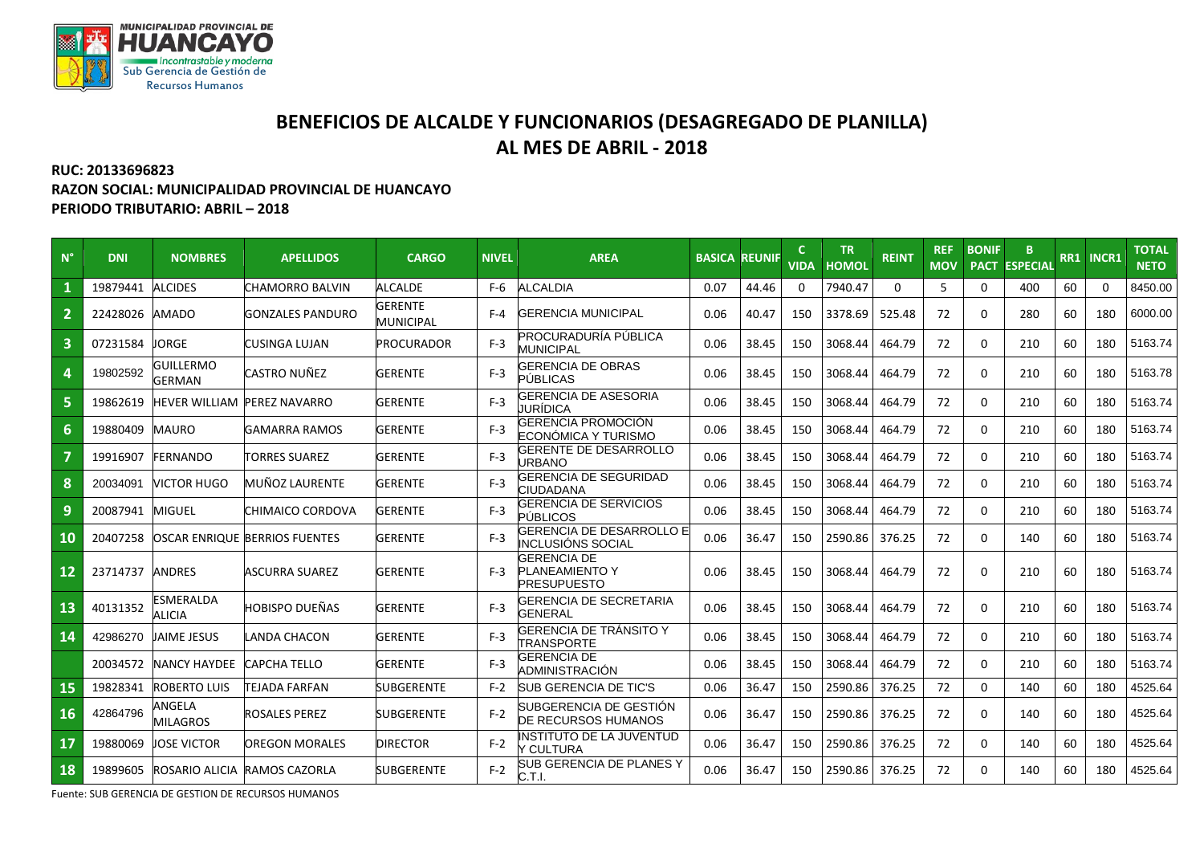MUNICIPALIDAD PROVINCIAL DE HUANCAYO
*Incontrastable y moderna*
Sub Gerencia de Gestión de Recursos Humanos

# BENEFICIOS DE ALCALDE Y FUNCIONARIOS (DESAGREGADO DE PLANILLA)
## AL MES DE ABRIL - 2018

**RUC: 20133696823**
**RAZON SOCIAL: MUNICIPALIDAD PROVINCIAL DE HUANCAYO**
**PERIODO TRIBUTARIO: ABRIL – 2018**

| N° | DNI | NOMBRES | APELLIDOS | CARGO | NIVEL | AREA | BASICA | REUNIF | C VIDA | TR HOMOL | REINT | REF MOV | BONIF PACT | B ESPECIAL | RR1 | INCR1 | TOTAL NETO |
|---|---|---|---|---|---|---|---|---|---|---|---|---|---|---|---|---|---|
| 1 | 19879441 | ALCIDES | CHAMORRO BALVIN | ALCALDE | F-6 | ALCALDIA | 0.07 | 44.46 | 0 | 7940.47 | 0 | 5 | 0 | 400 | 60 | 0 | 8450.00 |
| 2 | 22428026 | AMADO | GONZALES PANDURO | GERENTE MUNICIPAL | F-4 | GERENCIA MUNICIPAL | 0.06 | 40.47 | 150 | 3378.69 | 525.48 | 72 | 0 | 280 | 60 | 180 | 6000.00 |
| 3 | 07231584 | JORGE | CUSINGA LUJAN | PROCURADOR | F-3 | PROCURADURÍA PÚBLICA MUNICIPAL | 0.06 | 38.45 | 150 | 3068.44 | 464.79 | 72 | 0 | 210 | 60 | 180 | 5163.74 |
| 4 | 19802592 | GUILLERMO GERMAN | CASTRO NUÑEZ | GERENTE | F-3 | GERENCIA DE OBRAS PÚBLICAS | 0.06 | 38.45 | 150 | 3068.44 | 464.79 | 72 | 0 | 210 | 60 | 180 | 5163.78 |
| 5 | 19862619 | HEVER WILLIAM | PEREZ NAVARRO | GERENTE | F-3 | GERENCIA DE ASESORIA JURÍDICA | 0.06 | 38.45 | 150 | 3068.44 | 464.79 | 72 | 0 | 210 | 60 | 180 | 5163.74 |
| 6 | 19880409 | MAURO | GAMARRA RAMOS | GERENTE | F-3 | GERENCIA PROMOCIÓN ECONÓMICA Y TURISMO | 0.06 | 38.45 | 150 | 3068.44 | 464.79 | 72 | 0 | 210 | 60 | 180 | 5163.74 |
| 7 | 19916907 | FERNANDO | TORRES SUAREZ | GERENTE | F-3 | GERENTE DE DESARROLLO URBANO | 0.06 | 38.45 | 150 | 3068.44 | 464.79 | 72 | 0 | 210 | 60 | 180 | 5163.74 |
| 8 | 20034091 | VICTOR HUGO | MUÑOZ LAURENTE | GERENTE | F-3 | GERENCIA DE SEGURIDAD CIUDADANA | 0.06 | 38.45 | 150 | 3068.44 | 464.79 | 72 | 0 | 210 | 60 | 180 | 5163.74 |
| 9 | 20087941 | MIGUEL | CHIMAICO CORDOVA | GERENTE | F-3 | GERENCIA DE SERVICIOS PÚBLICOS | 0.06 | 38.45 | 150 | 3068.44 | 464.79 | 72 | 0 | 210 | 60 | 180 | 5163.74 |
| 10 | 20407258 | OSCAR ENRIQUE | BERRIOS FUENTES | GERENTE | F-3 | GERENCIA DE DESARROLLO E INCLUSIÓNS SOCIAL | 0.06 | 36.47 | 150 | 2590.86 | 376.25 | 72 | 0 | 140 | 60 | 180 | 5163.74 |
| 12 | 23714737 | ANDRES | ASCURRA SUAREZ | GERENTE | F-3 | GERENCIA DE PLANEAMIENTO Y PRESUPUESTO | 0.06 | 38.45 | 150 | 3068.44 | 464.79 | 72 | 0 | 210 | 60 | 180 | 5163.74 |
| 13 | 40131352 | ESMERALDA ALICIA | HOBISPO DUEÑAS | GERENTE | F-3 | GERENCIA DE SECRETARIA GENERAL | 0.06 | 38.45 | 150 | 3068.44 | 464.79 | 72 | 0 | 210 | 60 | 180 | 5163.74 |
| 14 | 42986270 | JAIME JESUS | LANDA CHACON | GERENTE | F-3 | GERENCIA DE TRÁNSITO Y TRANSPORTE | 0.06 | 38.45 | 150 | 3068.44 | 464.79 | 72 | 0 | 210 | 60 | 180 | 5163.74 |
| | 20034572 | NANCY HAYDEE | CAPCHA TELLO | GERENTE | F-3 | GERENCIA DE ADMINISTRACIÓN | 0.06 | 38.45 | 150 | 3068.44 | 464.79 | 72 | 0 | 210 | 60 | 180 | 5163.74 |
| 15 | 19828341 | ROBERTO LUIS | TEJADA FARFAN | SUBGERENTE | F-2 | SUB GERENCIA DE TIC'S | 0.06 | 36.47 | 150 | 2590.86 | 376.25 | 72 | 0 | 140 | 60 | 180 | 4525.64 |
| 16 | 42864796 | ANGELA MILAGROS | ROSALES PEREZ | SUBGERENTE | F-2 | SUBGERENCIA DE GESTIÓN DE RECURSOS HUMANOS | 0.06 | 36.47 | 150 | 2590.86 | 376.25 | 72 | 0 | 140 | 60 | 180 | 4525.64 |
| 17 | 19880069 | JOSE VICTOR | OREGON MORALES | DIRECTOR | F-2 | INSTITUTO DE LA JUVENTUD Y CULTURA | 0.06 | 36.47 | 150 | 2590.86 | 376.25 | 72 | 0 | 140 | 60 | 180 | 4525.64 |
| 18 | 19899605 | ROSARIO ALICIA | RAMOS CAZORLA | SUBGERENTE | F-2 | SUB GERENCIA DE PLANES Y C.T.I. | 0.06 | 36.47 | 150 | 2590.86 | 376.25 | 72 | 0 | 140 | 60 | 180 | 4525.64 |

Fuente: SUB GERENCIA DE GESTION DE RECURSOS HUMANOS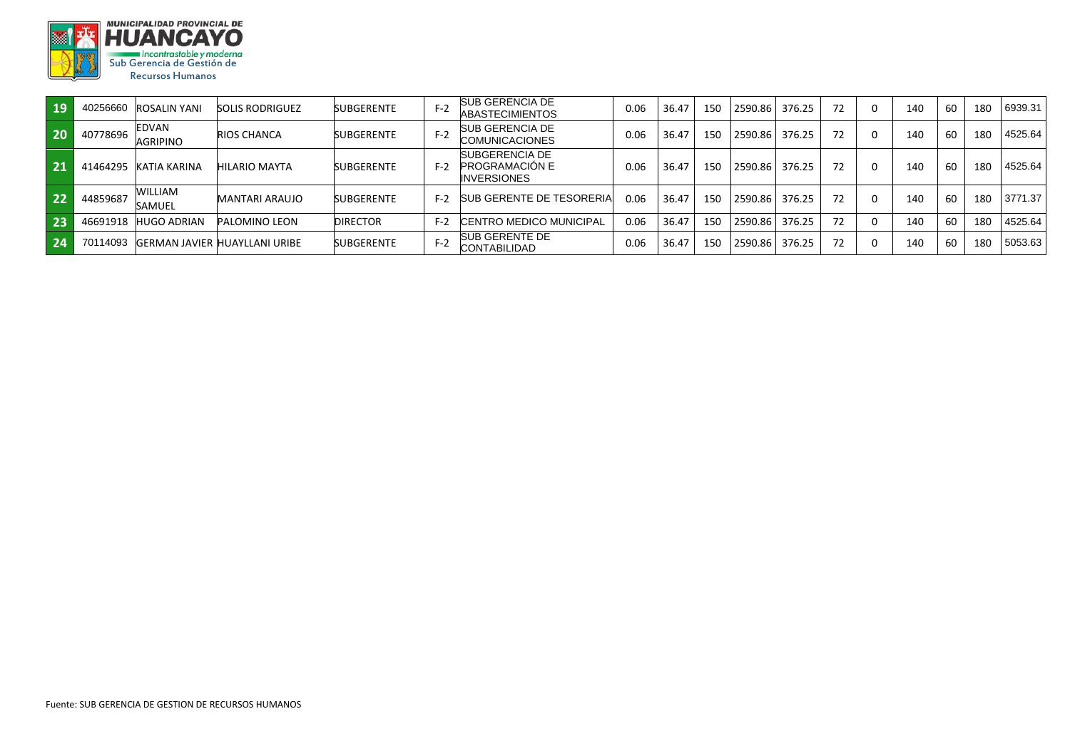MUNICIPALIDAD PROVINCIAL DE
HUANCAYO
Incontrastable y moderna
Sub Gerencia de Gestión de
Recursos Humanos

| | | | | | | | | | | | | | | | | | | |
|---|---|---|---|---|---|---|---|---|---|---|---|---|---|---|---|---|---|---|
| 19 | 40256660 | ROSALIN YANI | SOLIS RODRIGUEZ | SUBGERENTE | F-2 | SUB GERENCIA DE ABASTECIMIENTOS | 0.06 | 36.47 | 150 | 2590.86 | 376.25 | 72 | 0 | 140 | 60 | 180 | 6939.31 |
| 20 | 40778696 | EDVAN AGRIPINO | RIOS CHANCA | SUBGERENTE | F-2 | SUB GERENCIA DE COMUNICACIONES | 0.06 | 36.47 | 150 | 2590.86 | 376.25 | 72 | 0 | 140 | 60 | 180 | 4525.64 |
| 21 | 41464295 | KATIA KARINA | HILARIO MAYTA | SUBGERENTE | F-2 | SUBGERENCIA DE PROGRAMACIÓN E INVERSIONES | 0.06 | 36.47 | 150 | 2590.86 | 376.25 | 72 | 0 | 140 | 60 | 180 | 4525.64 |
| 22 | 44859687 | WILLIAM SAMUEL | MANTARI ARAUJO | SUBGERENTE | F-2 | SUB GERENTE DE TESORERIA | 0.06 | 36.47 | 150 | 2590.86 | 376.25 | 72 | 0 | 140 | 60 | 180 | 3771.37 |
| 23 | 46691918 | HUGO ADRIAN | PALOMINO LEON | DIRECTOR | F-2 | CENTRO MEDICO MUNICIPAL | 0.06 | 36.47 | 150 | 2590.86 | 376.25 | 72 | 0 | 140 | 60 | 180 | 4525.64 |
| 24 | 70114093 | GERMAN JAVIER | HUAYLLANI URIBE | SUBGERENTE | F-2 | SUB GERENTE DE CONTABILIDAD | 0.06 | 36.47 | 150 | 2590.86 | 376.25 | 72 | 0 | 140 | 60 | 180 | 5053.63 |

Fuente: SUB GERENCIA DE GESTION DE RECURSOS HUMANOS